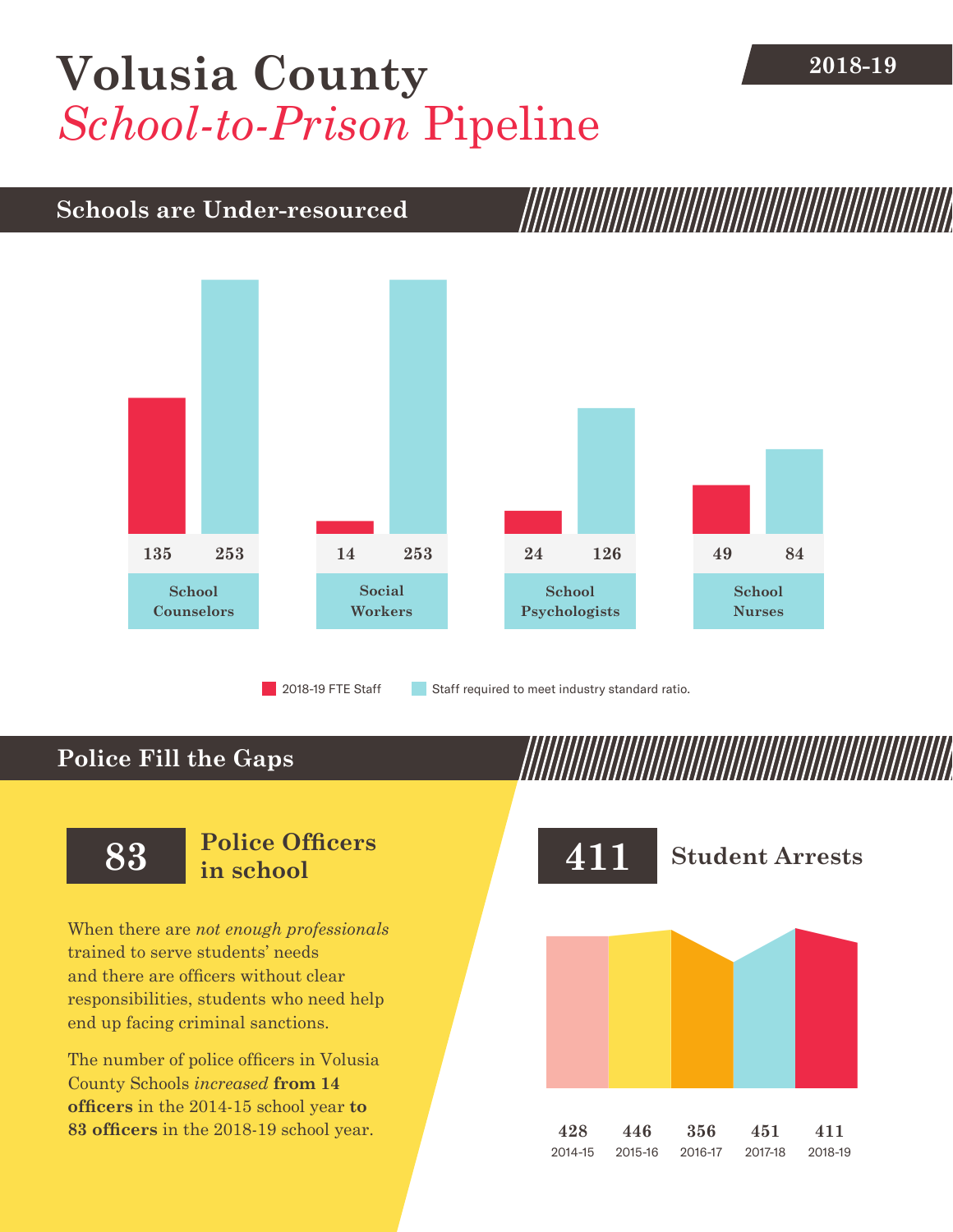# Volusia County *School-to-Prison* Pipeline

2018-19

## Schools are Under-resourced

| | 2018-19 FTE Staff | Staff required to meet industry standard ratio. |
|---|---|---|
| School Counselors | 135 | 253 |
| Social Workers | 14 | 253 |
| School Psychologists | 24 | 126 |
| School Nurses | 49 | 84 |

## Police Fill the Gaps

**83** **Police Officers in school**

When there are *not enough professionals* trained to serve students' needs and there are officers without clear responsibilities, students who need help end up facing criminal sanctions.

The number of police officers in Volusia County Schools *increased* **from 14 officers** in the 2014-15 school year **to 83 officers** in the 2018-19 school year.

**411** **Student Arrests**

| 2014-15 | 2015-16 | 2016-17 | 2017-18 | 2018-19 |
|---|---|---|---|---|
| 428 | 446 | 356 | 451 | 411 |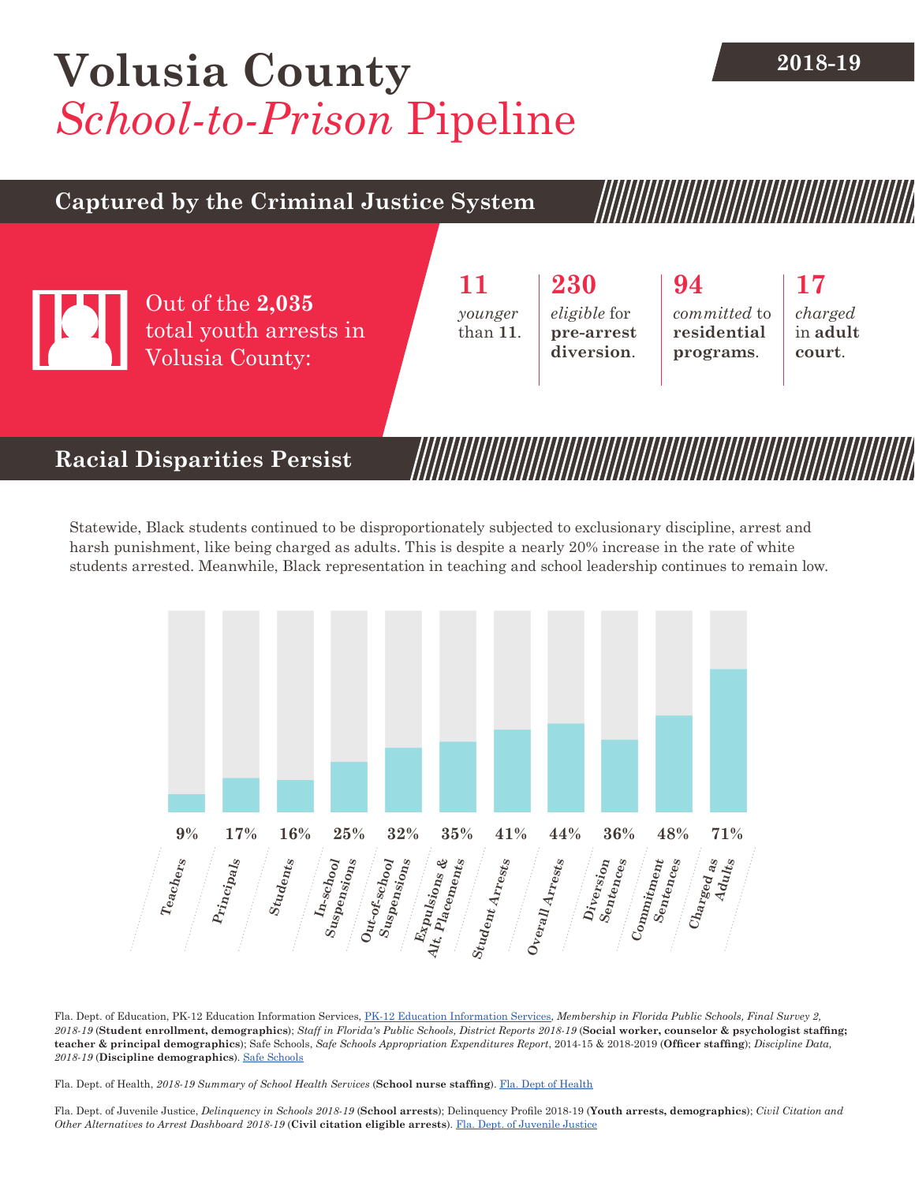# Volusia County *School-to-Prison* Pipeline

2018-19

## Captured by the Criminal Justice System

Out of the **2,035** total youth arrests in Volusia County:

**11** *younger* than **11**.

**230** *eligible* for **pre-arrest diversion**.

**94** *committed* to **residential programs**.

**17** *charged* in **adult court**.

## Racial Disparities Persist

Statewide, Black students continued to be disproportionately subjected to exclusionary discipline, arrest and harsh punishment, like being charged as adults. This is despite a nearly 20% increase in the rate of white students arrested. Meanwhile, Black representation in teaching and school leadership continues to remain low.

9% *Teachers*
17% *Principals*
16% *Students*
25% *In-school Suspensions*
32% *Out-of-school Suspensions*
35% *Expulsions & Alt. Placements*
41% *Student Arrests*
44% *Overall Arrests*
36% *Diversion Sentences*
48% *Commitment Sentences*
71% *Charged as Adults*

Fla. Dept. of Education, PK-12 Education Information Services, PK-12 Education Information Services, *Membership in Florida Public Schools, Final Survey 2, 2018-19* (**Student enrollment, demographics**); *Staff in Florida's Public Schools, District Reports 2018-19* (**Social worker, counselor & psychologist staffing; teacher & principal demographics**); Safe Schools, *Safe Schools Appropriation Expenditures Report*, 2014-15 & 2018-2019 (**Officer staffing**); *Discipline Data, 2018-19* (**Discipline demographics**). Safe Schools

Fla. Dept. of Health, *2018-19 Summary of School Health Services* (**School nurse staffing**). Fla. Dept of Health

Fla. Dept. of Juvenile Justice, *Delinquency in Schools 2018-19* (**School arrests**); Delinquency Profile 2018-19 (**Youth arrests, demographics**); *Civil Citation and Other Alternatives to Arrest Dashboard 2018-19* (**Civil citation eligible arrests**). Fla. Dept. of Juvenile Justice